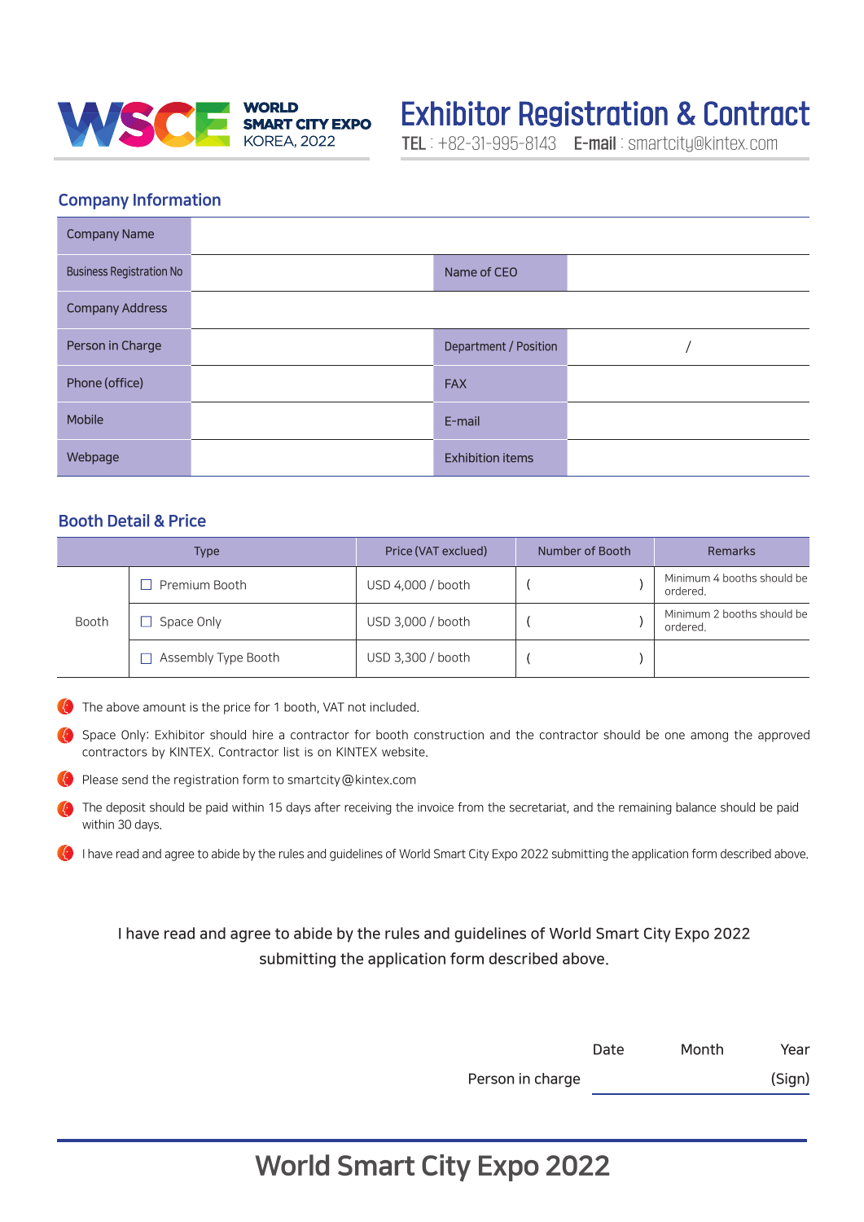WSCE **WORLD SMART CITY EXPO** KOREA, 2022

# Exhibitor Registration & Contract

**TEL** : +82-31-995-8143 **E-mail** : smartcity@kintex.com

## Company Information

| Company Name | | | |
|---|---|---|---|
| Business Registration No | | Name of CEO | |
| Company Address | | | |
| Person in Charge | | Department / Position | / |
| Phone (office) | | FAX | |
| Mobile | | E-mail | |
| Webpage | | Exhibition items | |

## Booth Detail & Price

| Type | | Price (VAT exclued) | Number of Booth | Remarks |
|---|---|---|---|---|
| Booth | ☐ Premium Booth | USD 4,000 / booth | ( ) | Minimum 4 booths should be ordered. |
| | ☐ Space Only | USD 3,000 / booth | ( ) | Minimum 2 booths should be ordered. |
| | ☐ Assembly Type Booth | USD 3,300 / booth | ( ) | |

- The above amount is the price for 1 booth, VAT not included.
- Space Only: Exhibitor should hire a contractor for booth construction and the contractor should be one among the approved contractors by KINTEX. Contractor list is on KINTEX website.
- Please send the registration form to smartcity@kintex.com
- The deposit should be paid within 15 days after receiving the invoice from the secretariat, and the remaining balance should be paid within 30 days.
- I have read and agree to abide by the rules and guidelines of World Smart City Expo 2022 submitting the application form described above.

I have read and agree to abide by the rules and guidelines of World Smart City Expo 2022 submitting the application form described above.

Date Month Year

Person in charge (Sign)

# World Smart City Expo 2022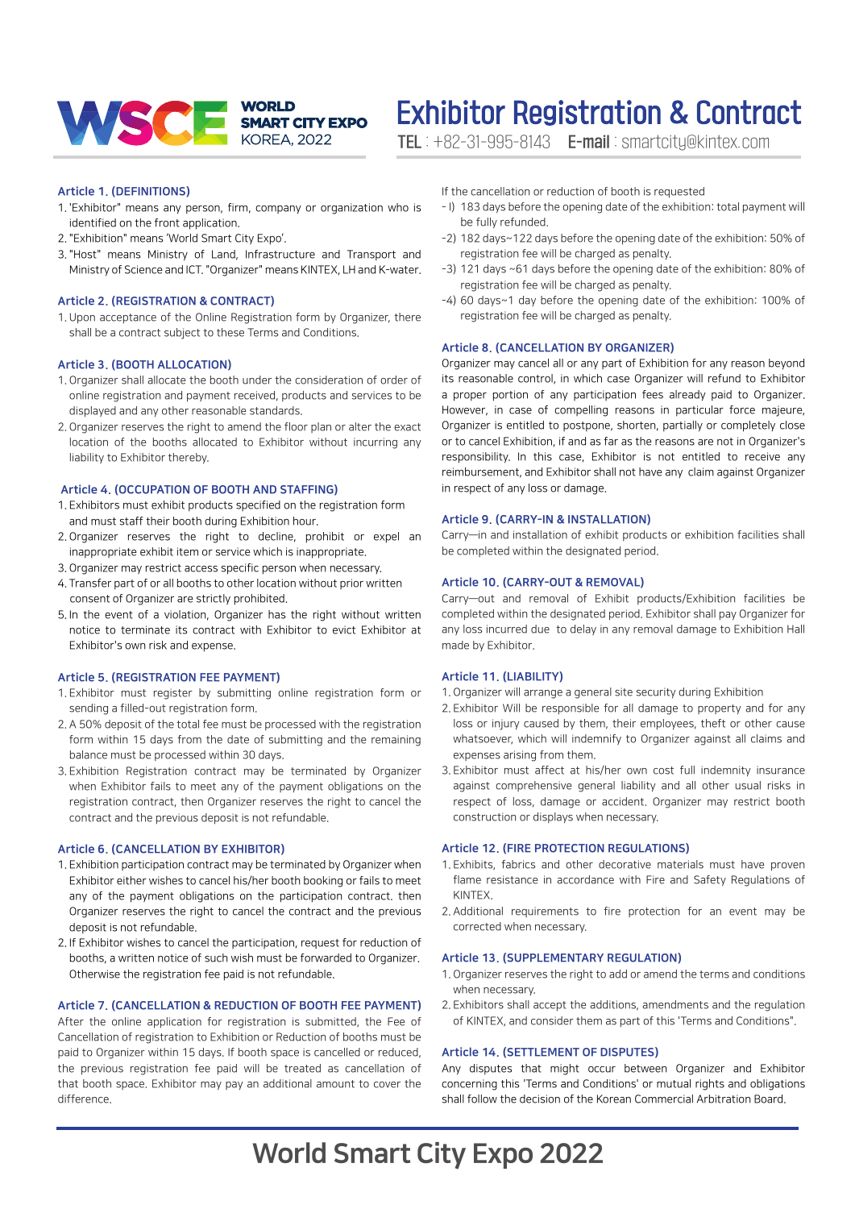**WSCE** WORLD SMART CITY EXPO KOREA, 2022

# Exhibitor Registration & Contract

**TEL** : +82-31-995-8143 **E-mail** : smartcity@kintex.com

### Article 1. (DEFINITIONS)

1. 'Exhibitor" means any person, firm, company or organization who is identified on the front application.
2. "Exhibition" means 'World Smart City Expo'.
3. "Host" means Ministry of Land, Infrastructure and Transport and Ministry of Science and ICT. "Organizer" means KINTEX, LH and K-water.

### Article 2. (REGISTRATION & CONTRACT)

1. Upon acceptance of the Online Registration form by Organizer, there shall be a contract subject to these Terms and Conditions.

### Article 3. (BOOTH ALLOCATION)

1. Organizer shall allocate the booth under the consideration of order of online registration and payment received, products and services to be displayed and any other reasonable standards.
2. Organizer reserves the right to amend the floor plan or alter the exact location of the booths allocated to Exhibitor without incurring any liability to Exhibitor thereby.

### Article 4. (OCCUPATION OF BOOTH AND STAFFING)

1. Exhibitors must exhibit products specified on the registration form and must staff their booth during Exhibition hour.
2. Organizer reserves the right to decline, prohibit or expel an inappropriate exhibit item or service which is inappropriate.
3. Organizer may restrict access specific person when necessary.
4. Transfer part of or all booths to other location without prior written consent of Organizer are strictly prohibited.
5. In the event of a violation, Organizer has the right without written notice to terminate its contract with Exhibitor to evict Exhibitor at Exhibitor's own risk and expense.

### Article 5. (REGISTRATION FEE PAYMENT)

1. Exhibitor must register by submitting online registration form or sending a filled-out registration form.
2. A 50% deposit of the total fee must be processed with the registration form within 15 days from the date of submitting and the remaining balance must be processed within 30 days.
3. Exhibition Registration contract may be terminated by Organizer when Exhibitor fails to meet any of the payment obligations on the registration contract, then Organizer reserves the right to cancel the contract and the previous deposit is not refundable.

### Article 6. (CANCELLATION BY EXHIBITOR)

1. Exhibition participation contract may be terminated by Organizer when Exhibitor either wishes to cancel his/her booth booking or fails to meet any of the payment obligations on the participation contract. then Organizer reserves the right to cancel the contract and the previous deposit is not refundable.
2. If Exhibitor wishes to cancel the participation, request for reduction of booths, a written notice of such wish must be forwarded to Organizer. Otherwise the registration fee paid is not refundable.

### Article 7. (CANCELLATION & REDUCTION OF BOOTH FEE PAYMENT)

After the online application for registration is submitted, the Fee of Cancellation of registration to Exhibition or Reduction of booths must be paid to Organizer within 15 days. If booth space is cancelled or reduced, the previous registration fee paid will be treated as cancellation of that booth space. Exhibitor may pay an additional amount to cover the difference.

If the cancellation or reduction of booth is requested

- l) 183 days before the opening date of the exhibition: total payment will be fully refunded.
-2) 182 days~122 days before the opening date of the exhibition: 50% of registration fee will be charged as penalty.
-3) 121 days ~61 days before the opening date of the exhibition: 80% of registration fee will be charged as penalty.
-4) 60 days~1 day before the opening date of the exhibition: 100% of registration fee will be charged as penalty.

### Article 8. (CANCELLATION BY ORGANIZER)

Organizer may cancel all or any part of Exhibition for any reason beyond its reasonable control, in which case Organizer will refund to Exhibitor a proper portion of any participation fees already paid to Organizer. However, in case of compelling reasons in particular force majeure, Organizer is entitled to postpone, shorten, partially or completely close or to cancel Exhibition, if and as far as the reasons are not in Organizer's responsibility. In this case, Exhibitor is not entitled to receive any reimbursement, and Exhibitor shall not have any claim against Organizer in respect of any loss or damage.

### Article 9. (CARRY-IN & INSTALLATION)

Carry—in and installation of exhibit products or exhibition facilities shall be completed within the designated period.

### Article 10. (CARRY-OUT & REMOVAL)

Carry—out and removal of Exhibit products/Exhibition facilities be completed within the designated period. Exhibitor shall pay Organizer for any loss incurred due to delay in any removal damage to Exhibition Hall made by Exhibitor.

### Article 11. (LIABILITY)

1. Organizer will arrange a general site security during Exhibition
2. Exhibitor Will be responsible for all damage to property and for any loss or injury caused by them, their employees, theft or other cause whatsoever, which will indemnify to Organizer against all claims and expenses arising from them.
3. Exhibitor must affect at his/her own cost full indemnity insurance against comprehensive general liability and all other usual risks in respect of loss, damage or accident. Organizer may restrict booth construction or displays when necessary.

### Article 12. (FIRE PROTECTION REGULATIONS)

1. Exhibits, fabrics and other decorative materials must have proven flame resistance in accordance with Fire and Safety Regulations of KINTEX.
2. Additional requirements to fire protection for an event may be corrected when necessary.

### Article 13. (SUPPLEMENTARY REGULATION)

1. Organizer reserves the right to add or amend the terms and conditions when necessary.
2. Exhibitors shall accept the additions, amendments and the regulation of KINTEX, and consider them as part of this 'Terms and Conditions".

### Article 14. (SETTLEMENT OF DISPUTES)

Any disputes that might occur between Organizer and Exhibitor concerning this 'Terms and Conditions' or mutual rights and obligations shall follow the decision of the Korean Commercial Arbitration Board.

## World Smart City Expo 2022